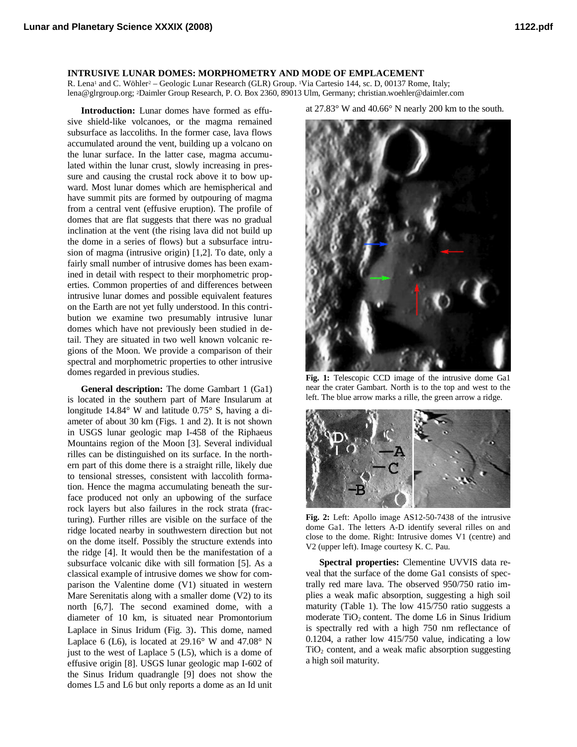## INTRUSIVE LUNAR DOMES: MORPHOMETRY AND MODE OF EMPLACEMENT

R. Lena[1] and C. Wöhler[2] – Geologic Lunar Research (GLR) Group. [1]Via Cartesio 144, sc. D, 00137 Rome, Italy; lena@glrgroup.org; [2]Daimler Group Research, P. O. Box 2360, 89013 Ulm, Germany; christian.woehler@daimler.com

**Introduction:** Lunar domes have formed as effusive shield-like volcanoes, or the magma remained subsurface as laccoliths. In the former case, lava flows accumulated around the vent, building up a volcano on the lunar surface. In the latter case, magma accumulated within the lunar crust, slowly increasing in pressure and causing the crustal rock above it to bow upward. Most lunar domes which are hemispherical and have summit pits are formed by outpouring of magma from a central vent (effusive eruption). The profile of domes that are flat suggests that there was no gradual inclination at the vent (the rising lava did not build up the dome in a series of flows) but a subsurface intrusion of magma (intrusive origin) [1,2]. To date, only a fairly small number of intrusive domes has been examined in detail with respect to their morphometric properties. Common properties of and differences between intrusive lunar domes and possible equivalent features on the Earth are not yet fully understood. In this contribution we examine two presumably intrusive lunar domes which have not previously been studied in detail. They are situated in two well known volcanic regions of the Moon. We provide a comparison of their spectral and morphometric properties to other intrusive domes regarded in previous studies.

**General description:** The dome Gambart 1 (Ga1) is located in the southern part of Mare Insularum at longitude 14.84° W and latitude 0.75° S, having a diameter of about 30 km (Figs. 1 and 2). It is not shown in USGS lunar geologic map I-458 of the Riphaeus Mountains region of the Moon [3]. Several individual rilles can be distinguished on its surface. In the northern part of this dome there is a straight rille, likely due to tensional stresses, consistent with laccolith formation. Hence the magma accumulating beneath the surface produced not only an upbowing of the surface rock layers but also failures in the rock strata (fracturing). Further rilles are visible on the surface of the ridge located nearby in southwestern direction but not on the dome itself. Possibly the structure extends into the ridge [4]. It would then be the manifestation of a subsurface volcanic dike with sill formation [5]. As a classical example of intrusive domes we show for comparison the Valentine dome (V1) situated in western Mare Serenitatis along with a smaller dome (V2) to its north [6,7]. The second examined dome, with a diameter of 10 km, is situated near Promontorium Laplace in Sinus Iridum (Fig. 3). This dome, named Laplace 6 (L6), is located at 29.16° W and 47.08° N just to the west of Laplace 5 (L5), which is a dome of effusive origin [8]. USGS lunar geologic map I-602 of the Sinus Iridum quadrangle [9] does not show the domes L5 and L6 but only reports a dome as an Id unit at 27.83° W and 40.66° N nearly 200 km to the south.

**Fig. 1:** Telescopic CCD image of the intrusive dome Ga1 near the crater Gambart. North is to the top and west to the left. The blue arrow marks a rille, the green arrow a ridge.

**Fig. 2:** Left: Apollo image AS12-50-7438 of the intrusive dome Ga1. The letters A-D identify several rilles on and close to the dome. Right: Intrusive domes V1 (centre) and V2 (upper left). Image courtesy K. C. Pau.

**Spectral properties:** Clementine UVVIS data reveal that the surface of the dome Ga1 consists of spectrally red mare lava. The observed 950/750 ratio implies a weak mafic absorption, suggesting a high soil maturity (Table 1). The low 415/750 ratio suggests a moderate $TiO_2$ content. The dome L6 in Sinus Iridium is spectrally red with a high 750 nm reflectance of 0.1204, a rather low 415/750 value, indicating a low $TiO_2$ content, and a weak mafic absorption suggesting a high soil maturity.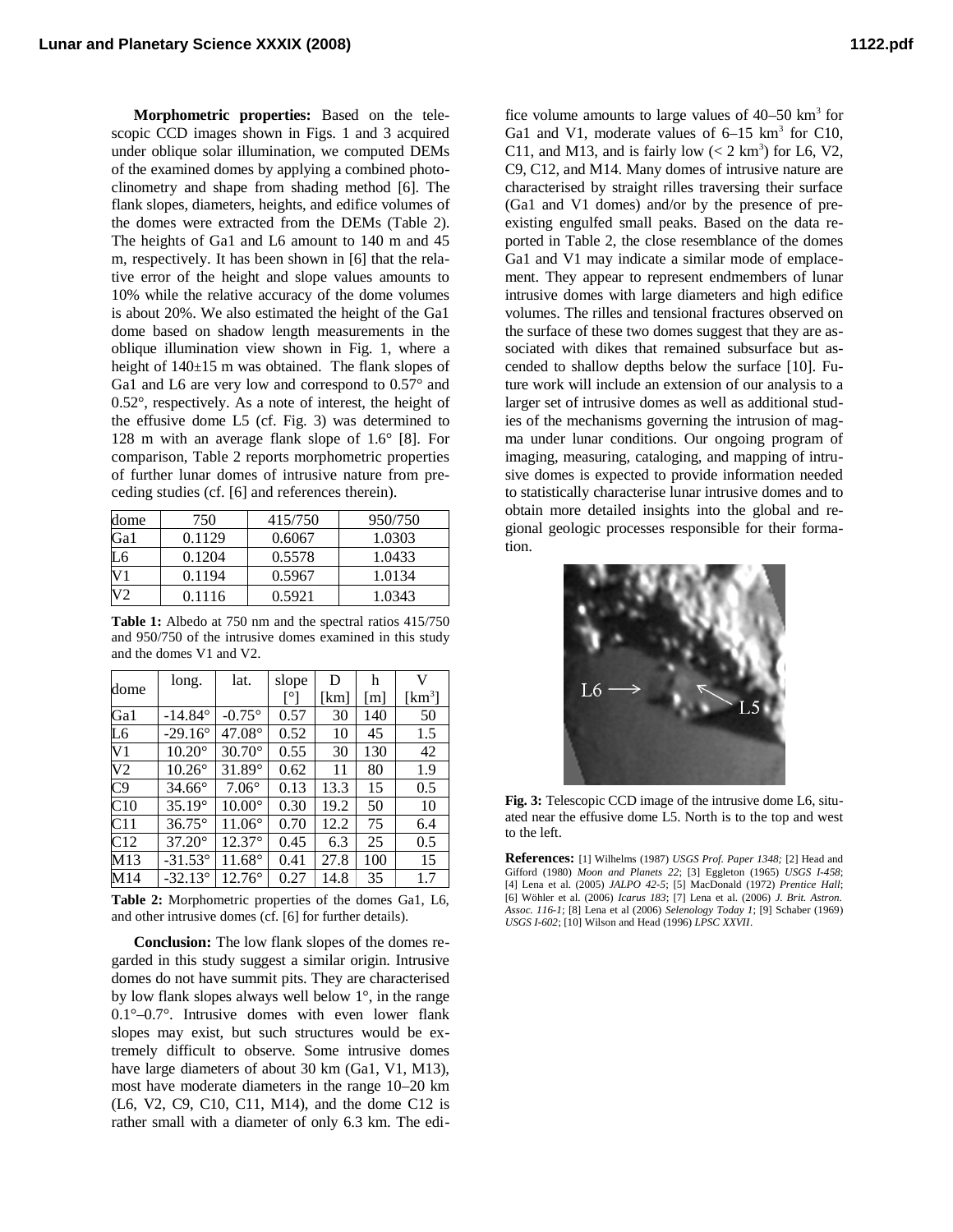**Morphometric properties:** Based on the telescopic CCD images shown in Figs. 1 and 3 acquired under oblique solar illumination, we computed DEMs of the examined domes by applying a combined photoclinometry and shape from shading method [6]. The flank slopes, diameters, heights, and edifice volumes of the domes were extracted from the DEMs (Table 2). The heights of Ga1 and L6 amount to 140 m and 45 m, respectively. It has been shown in [6] that the relative error of the height and slope values amounts to 10% while the relative accuracy of the dome volumes is about 20%. We also estimated the height of the Ga1 dome based on shadow length measurements in the oblique illumination view shown in Fig. 1, where a height of 140±15 m was obtained. The flank slopes of Ga1 and L6 are very low and correspond to 0.57° and 0.52°, respectively. As a note of interest, the height of the effusive dome L5 (cf. Fig. 3) was determined to 128 m with an average flank slope of 1.6° [8]. For comparison, Table 2 reports morphometric properties of further lunar domes of intrusive nature from preceding studies (cf. [6] and references therein).

| dome | 750 | 415/750 | 950/750 |
|---|---|---|---|
| Ga1 | 0.1129 | 0.6067 | 1.0303 |
| L6 | 0.1204 | 0.5578 | 1.0433 |
| V1 | 0.1194 | 0.5967 | 1.0134 |
| V2 | 0.1116 | 0.5921 | 1.0343 |

**Table 1:** Albedo at 750 nm and the spectral ratios 415/750 and 950/750 of the intrusive domes examined in this study and the domes V1 and V2.

| dome | long. | lat. | slope [°] | D [km] | h [m] | V [km$^3$] |
|---|---|---|---|---|---|---|
| Ga1 | -14.84° | -0.75° | 0.57 | 30 | 140 | 50 |
| L6 | -29.16° | 47.08° | 0.52 | 10 | 45 | 1.5 |
| V1 | 10.20° | 30.70° | 0.55 | 30 | 130 | 42 |
| V2 | 10.26° | 31.89° | 0.62 | 11 | 80 | 1.9 |
| C9 | 34.66° | 7.06° | 0.13 | 13.3 | 15 | 0.5 |
| C10 | 35.19° | 10.00° | 0.30 | 19.2 | 50 | 10 |
| C11 | 36.75° | 11.06° | 0.70 | 12.2 | 75 | 6.4 |
| C12 | 37.20° | 12.37° | 0.45 | 6.3 | 25 | 0.5 |
| M13 | -31.53° | 11.68° | 0.41 | 27.8 | 100 | 15 |
| M14 | -32.13° | 12.76° | 0.27 | 14.8 | 35 | 1.7 |

**Table 2:** Morphometric properties of the domes Ga1, L6, and other intrusive domes (cf. [6] for further details).

**Conclusion:** The low flank slopes of the domes regarded in this study suggest a similar origin. Intrusive domes do not have summit pits. They are characterised by low flank slopes always well below 1°, in the range 0.1°–0.7°. Intrusive domes with even lower flank slopes may exist, but such structures would be extremely difficult to observe. Some intrusive domes have large diameters of about 30 km (Ga1, V1, M13), most have moderate diameters in the range 10–20 km (L6, V2, C9, C10, C11, M14), and the dome C12 is rather small with a diameter of only 6.3 km. The edifice volume amounts to large values of 40–50 km$^3$ for Ga1 and V1, moderate values of 6–15 km$^3$ for C10, C11, and M13, and is fairly low (< 2 km$^3$) for L6, V2, C9, C12, and M14. Many domes of intrusive nature are characterised by straight rilles traversing their surface (Ga1 and V1 domes) and/or by the presence of preexisting engulfed small peaks. Based on the data reported in Table 2, the close resemblance of the domes Ga1 and V1 may indicate a similar mode of emplacement. They appear to represent endmembers of lunar intrusive domes with large diameters and high edifice volumes. The rilles and tensional fractures observed on the surface of these two domes suggest that they are associated with dikes that remained subsurface but ascended to shallow depths below the surface [10]. Future work will include an extension of our analysis to a larger set of intrusive domes as well as additional studies of the mechanisms governing the intrusion of magma under lunar conditions. Our ongoing program of imaging, measuring, cataloging, and mapping of intrusive domes is expected to provide information needed to statistically characterise lunar intrusive domes and to obtain more detailed insights into the global and regional geologic processes responsible for their formation.

L6 ⟶
L5

**Fig. 3:** Telescopic CCD image of the intrusive dome L6, situated near the effusive dome L5. North is to the top and west to the left.

**References:** [1] Wilhelms (1987) *USGS Prof. Paper 1348*; [2] Head and Gifford (1980) *Moon and Planets 22*; [3] Eggleton (1965) *USGS I-458*; [4] Lena et al. (2005) *JALPO 42-5*; [5] MacDonald (1972) *Prentice Hall*; [6] Wöhler et al. (2006) *Icarus 183*; [7] Lena et al. (2006) *J. Brit. Astron. Assoc. 116-1*; [8] Lena et al (2006) *Selenology Today 1*; [9] Schaber (1969) *USGS I-602*; [10] Wilson and Head (1996) *LPSC XXVII*.